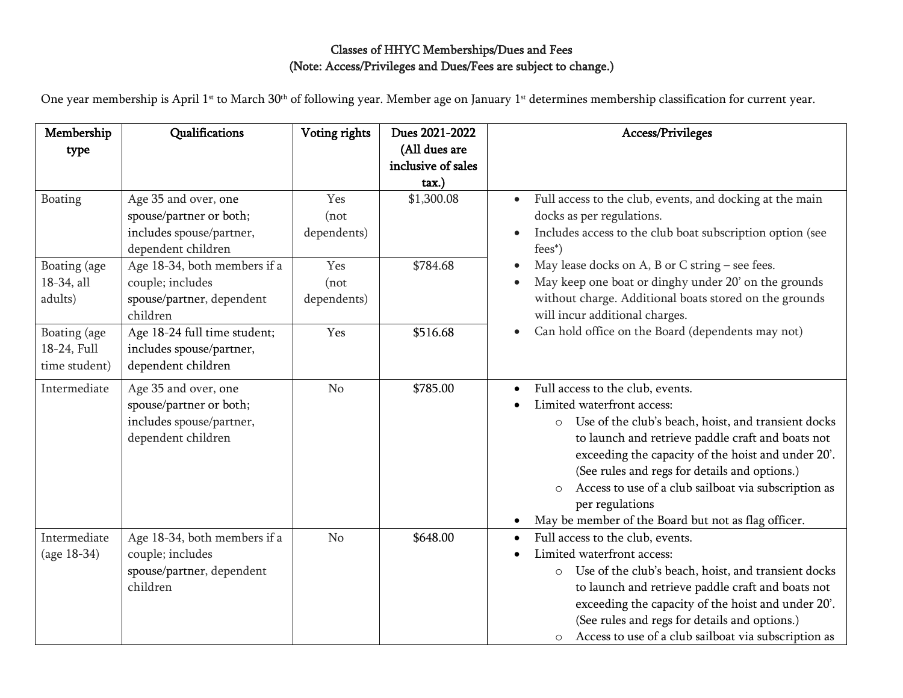# Classes of HHYC Memberships/Dues and Fees
## (Note: Access/Privileges and Dues/Fees are subject to change.)

One year membership is April 1st to March 30th of following year. Member age on January 1st determines membership classification for current year.

| Membership type | Qualifications | Voting rights | Dues 2021-2022 (All dues are inclusive of sales tax.) | Access/Privileges |
|---|---|---|---|---|
| Boating | Age 35 and over, one spouse/partner or both; includes spouse/partner, dependent children | Yes (not dependents) | $1,300.08 | • Full access to the club, events, and docking at the main docks as per regulations.<br>• Includes access to the club boat subscription option (see fees*)<br>• May lease docks on A, B or C string – see fees.<br>• May keep one boat or dinghy under 20' on the grounds without charge. Additional boats stored on the grounds will incur additional charges.<br>• Can hold office on the Board (dependents may not) |
| Boating (age 18-34, all adults) | Age 18-34, both members if a couple; includes spouse/partner, dependent children | Yes (not dependents) | $784.68 | |
| Boating (age 18-24, Full time student) | Age 18-24 full time student; includes spouse/partner, dependent children | Yes | $516.68 | |
| Intermediate | Age 35 and over, one spouse/partner or both; includes spouse/partner, dependent children | No | $785.00 | • Full access to the club, events.<br>• Limited waterfront access:<br>  ○ Use of the club's beach, hoist, and transient docks to launch and retrieve paddle craft and boats not exceeding the capacity of the hoist and under 20'. (See rules and regs for details and options.)<br>  ○ Access to use of a club sailboat via subscription as per regulations<br>• May be member of the Board but not as flag officer. |
| Intermediate (age 18-34) | Age 18-34, both members if a couple; includes spouse/partner, dependent children | No | $648.00 | • Full access to the club, events.<br>• Limited waterfront access:<br>  ○ Use of the club's beach, hoist, and transient docks to launch and retrieve paddle craft and boats not exceeding the capacity of the hoist and under 20'. (See rules and regs for details and options.)<br>  ○ Access to use of a club sailboat via subscription as |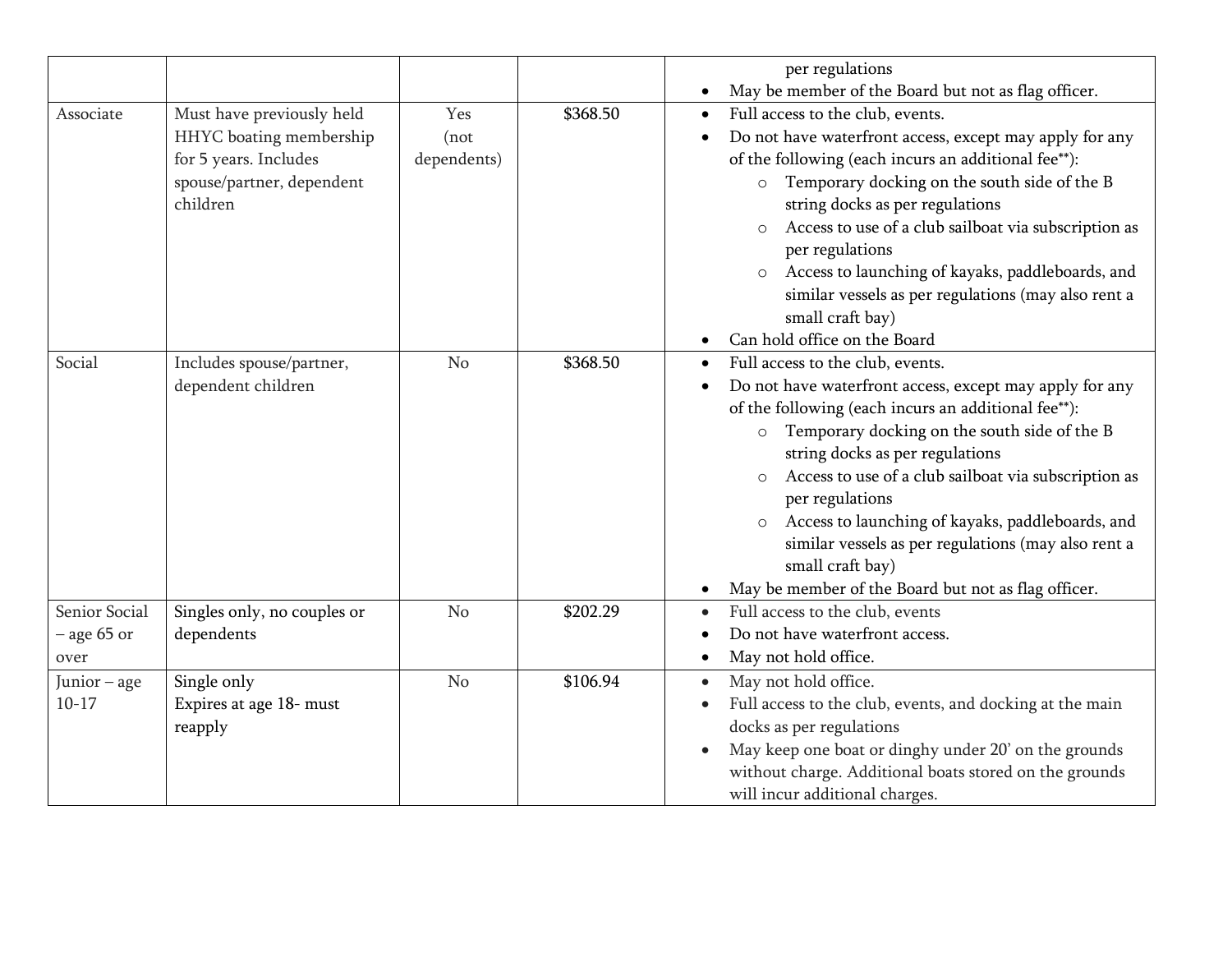| | | | | per regulations<br>• May be member of the Board but not as flag officer. |
|---|---|---|---|---|
| Associate | Must have previously held HHYC boating membership for 5 years. Includes spouse/partner, dependent children | Yes (not dependents) | $368.50 | • Full access to the club, events.<br>• Do not have waterfront access, except may apply for any of the following (each incurs an additional fee**):<br>  ○ Temporary docking on the south side of the B string docks as per regulations<br>  ○ Access to use of a club sailboat via subscription as per regulations<br>  ○ Access to launching of kayaks, paddleboards, and similar vessels as per regulations (may also rent a small craft bay)<br>• Can hold office on the Board |
| Social | Includes spouse/partner, dependent children | No | $368.50 | • Full access to the club, events.<br>• Do not have waterfront access, except may apply for any of the following (each incurs an additional fee**):<br>  ○ Temporary docking on the south side of the B string docks as per regulations<br>  ○ Access to use of a club sailboat via subscription as per regulations<br>  ○ Access to launching of kayaks, paddleboards, and similar vessels as per regulations (may also rent a small craft bay)<br>• May be member of the Board but not as flag officer. |
| Senior Social – age 65 or over | Singles only, no couples or dependents | No | $202.29 | • Full access to the club, events<br>• Do not have waterfront access.<br>• May not hold office. |
| Junior – age 10-17 | Single only<br>Expires at age 18- must reapply | No | $106.94 | • May not hold office.<br>• Full access to the club, events, and docking at the main docks as per regulations<br>• May keep one boat or dinghy under 20' on the grounds without charge. Additional boats stored on the grounds will incur additional charges. |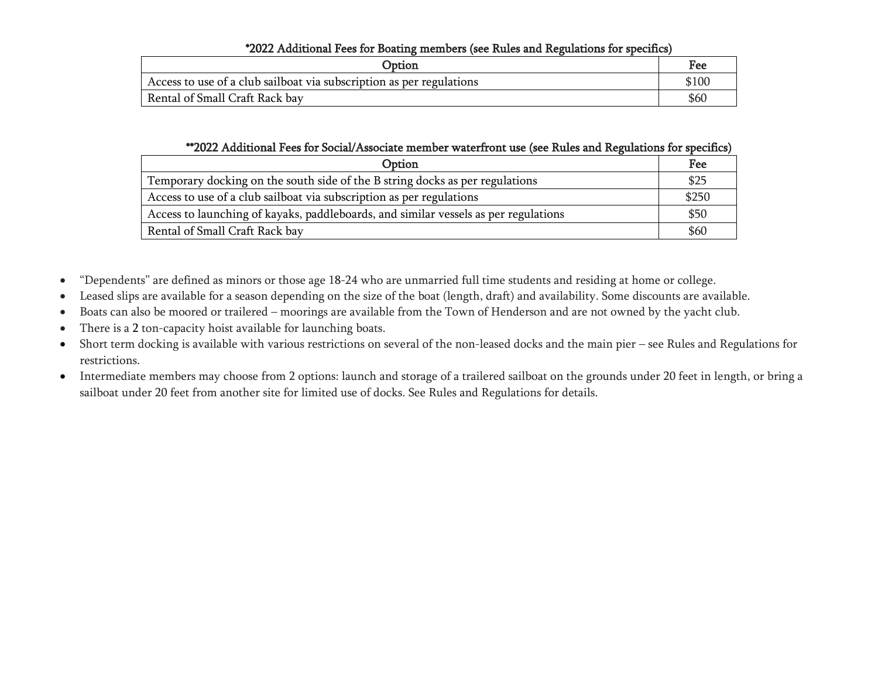*2022 Additional Fees for Boating members (see Rules and Regulations for specifics)

| Option | Fee |
|---|---|
| Access to use of a club sailboat via subscription as per regulations | $100 |
| Rental of Small Craft Rack bay | $60 |

**2022 Additional Fees for Social/Associate member waterfront use (see Rules and Regulations for specifics)

| Option | Fee |
|---|---|
| Temporary docking on the south side of the B string docks as per regulations | $25 |
| Access to use of a club sailboat via subscription as per regulations | $250 |
| Access to launching of kayaks, paddleboards, and similar vessels as per regulations | $50 |
| Rental of Small Craft Rack bay | $60 |

- "Dependents" are defined as minors or those age 18-24 who are unmarried full time students and residing at home or college.
- Leased slips are available for a season depending on the size of the boat (length, draft) and availability. Some discounts are available.
- Boats can also be moored or trailered – moorings are available from the Town of Henderson and are not owned by the yacht club.
- There is a 2 ton-capacity hoist available for launching boats.
- Short term docking is available with various restrictions on several of the non-leased docks and the main pier – see Rules and Regulations for restrictions.
- Intermediate members may choose from 2 options: launch and storage of a trailered sailboat on the grounds under 20 feet in length, or bring a sailboat under 20 feet from another site for limited use of docks. See Rules and Regulations for details.